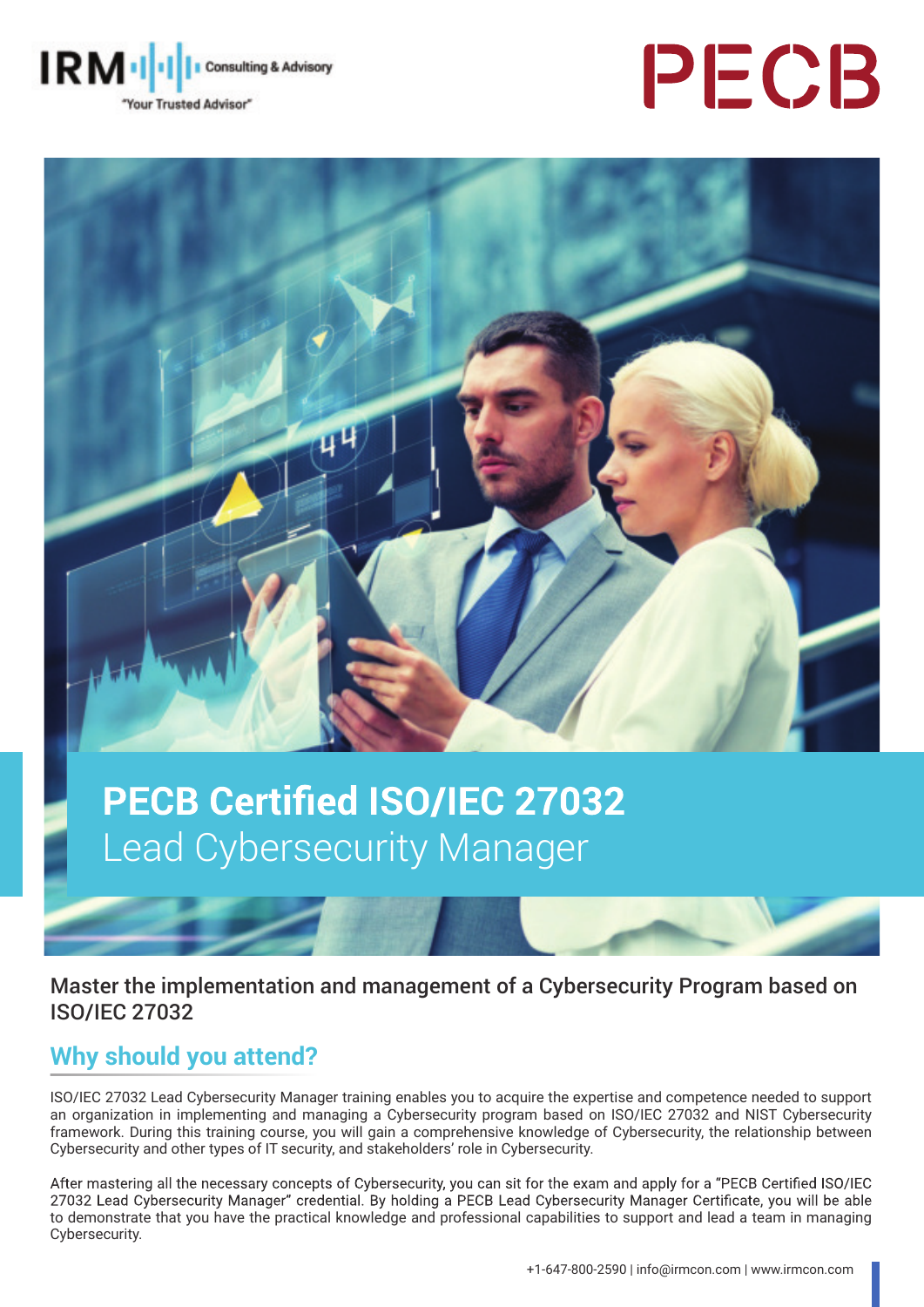IRM Consulting & Advisory "Your Trusted Advisor"

PECB

# PECB Certified ISO/IEC 27032 Lead Cybersecurity Manager

Master the implementation and management of a Cybersecurity Program based on ISO/IEC 27032

## Why should you attend?

ISO/IEC 27032 Lead Cybersecurity Manager training enables you to acquire the expertise and competence needed to support an organization in implementing and managing a Cybersecurity program based on ISO/IEC 27032 and NIST Cybersecurity framework. During this training course, you will gain a comprehensive knowledge of Cybersecurity, the relationship between Cybersecurity and other types of IT security, and stakeholders' role in Cybersecurity.

After mastering all the necessary concepts of Cybersecurity, you can sit for the exam and apply for a "PECB Certified ISO/IEC 27032 Lead Cybersecurity Manager" credential. By holding a PECB Lead Cybersecurity Manager Certificate, you will be able to demonstrate that you have the practical knowledge and professional capabilities to support and lead a team in managing Cybersecurity.

+1-647-800-2590 | info@irmcon.com | www.irmcon.com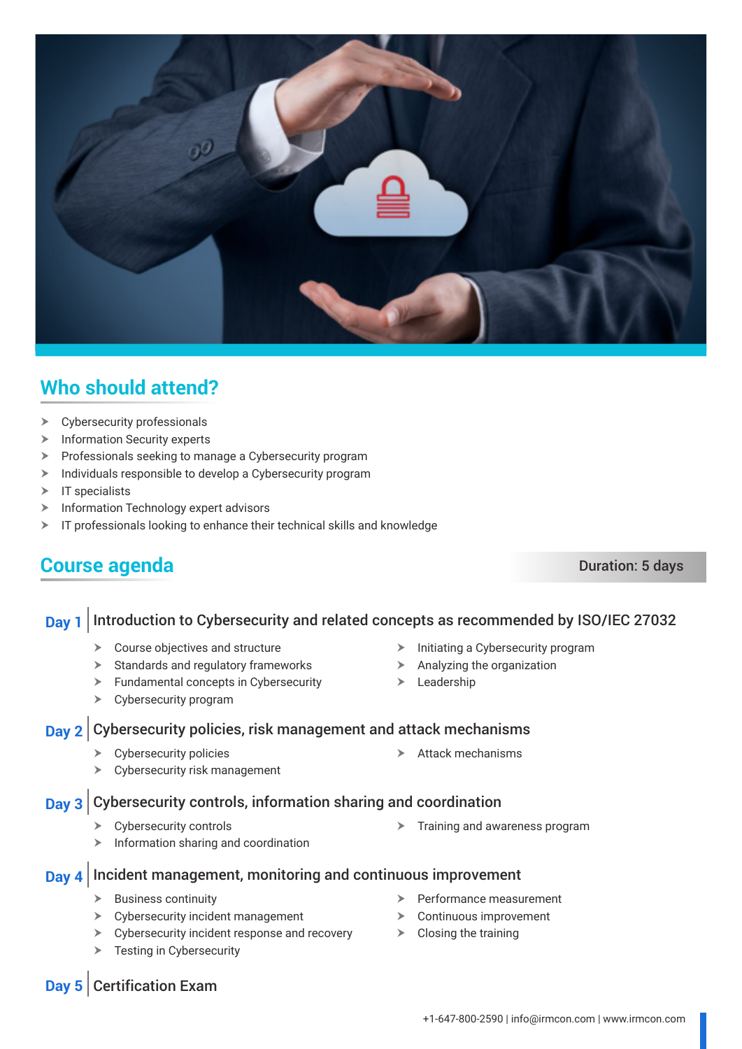## Who should attend?

- Cybersecurity professionals
- Information Security experts
- Professionals seeking to manage a Cybersecurity program
- Individuals responsible to develop a Cybersecurity program
- IT specialists
- Information Technology expert advisors
- IT professionals looking to enhance their technical skills and knowledge

## Course agenda

**Duration: 5 days**

### Day 1 | Introduction to Cybersecurity and related concepts as recommended by ISO/IEC 27032

- Course objectives and structure
- Standards and regulatory frameworks
- Fundamental concepts in Cybersecurity
- Cybersecurity program
- Initiating a Cybersecurity program
- Analyzing the organization
- Leadership

### Day 2 | Cybersecurity policies, risk management and attack mechanisms

- Cybersecurity policies
- Cybersecurity risk management
- Attack mechanisms

### Day 3 | Cybersecurity controls, information sharing and coordination

- Cybersecurity controls
- Information sharing and coordination
- Training and awareness program

### Day 4 | Incident management, monitoring and continuous improvement

- Business continuity
- Cybersecurity incident management
- Cybersecurity incident response and recovery
- Testing in Cybersecurity
- Performance measurement
- Continuous improvement
- Closing the training

### Day 5 | Certification Exam

+1-647-800-2590 | info@irmcon.com | www.irmcon.com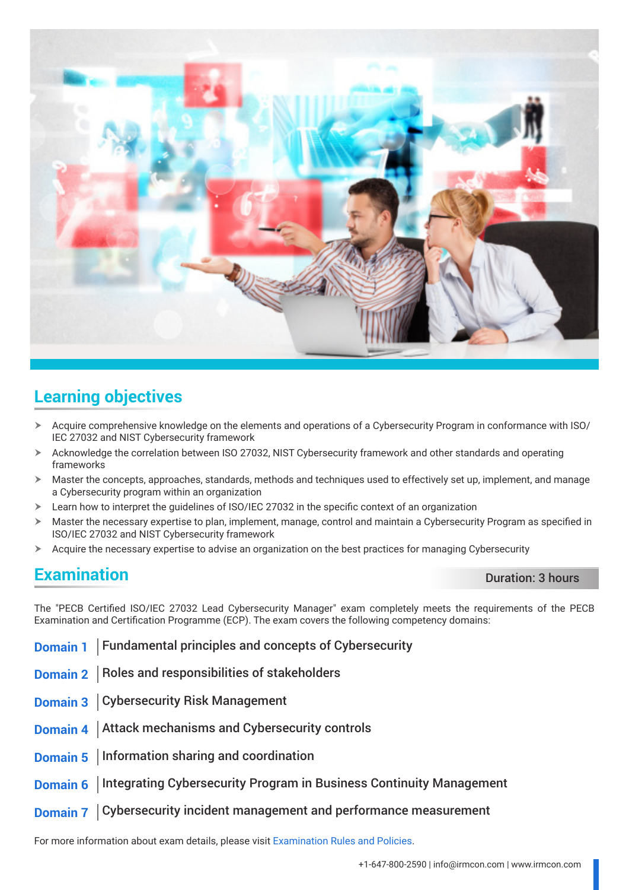## Learning objectives

- Acquire comprehensive knowledge on the elements and operations of a Cybersecurity Program in conformance with ISO/IEC 27032 and NIST Cybersecurity framework
- Acknowledge the correlation between ISO 27032, NIST Cybersecurity framework and other standards and operating frameworks
- Master the concepts, approaches, standards, methods and techniques used to effectively set up, implement, and manage a Cybersecurity program within an organization
- Learn how to interpret the guidelines of ISO/IEC 27032 in the specific context of an organization
- Master the necessary expertise to plan, implement, manage, control and maintain a Cybersecurity Program as specified in ISO/IEC 27032 and NIST Cybersecurity framework
- Acquire the necessary expertise to advise an organization on the best practices for managing Cybersecurity

## Examination

**Duration: 3 hours**

The "PECB Certified ISO/IEC 27032 Lead Cybersecurity Manager" exam completely meets the requirements of the PECB Examination and Certification Programme (ECP). The exam covers the following competency domains:

**Domain 1** | Fundamental principles and concepts of Cybersecurity

**Domain 2** | Roles and responsibilities of stakeholders

**Domain 3** | Cybersecurity Risk Management

**Domain 4** | Attack mechanisms and Cybersecurity controls

**Domain 5** | Information sharing and coordination

**Domain 6** | Integrating Cybersecurity Program in Business Continuity Management

**Domain 7** | Cybersecurity incident management and performance measurement

For more information about exam details, please visit Examination Rules and Policies.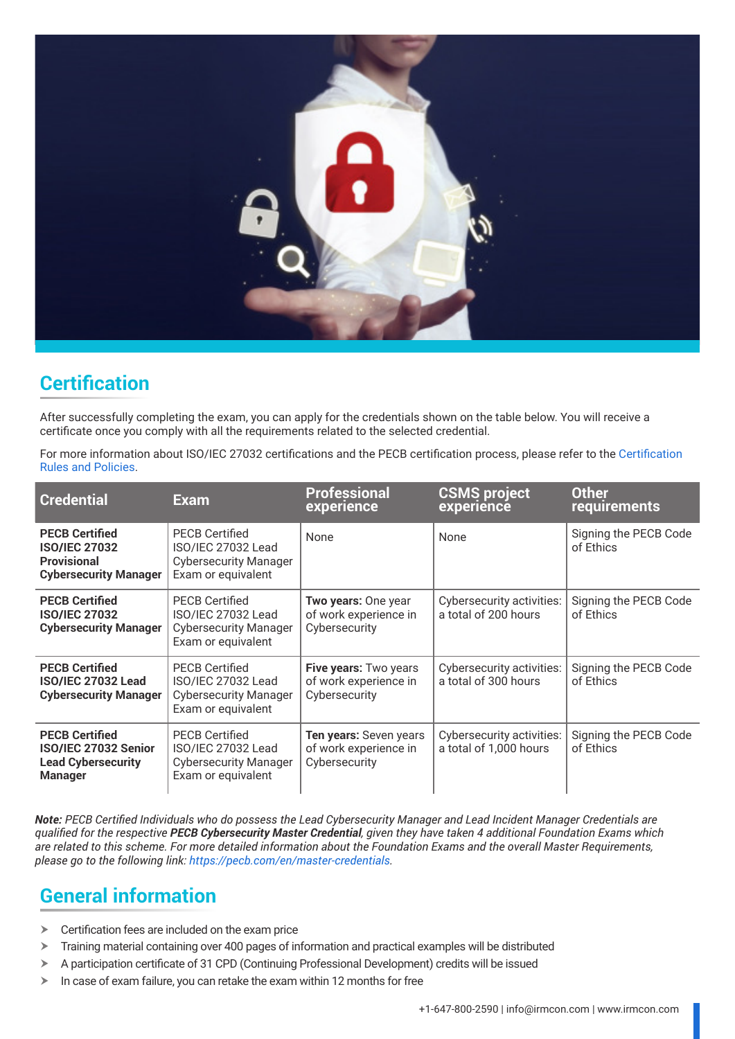## Certification

After successfully completing the exam, you can apply for the credentials shown on the table below. You will receive a certificate once you comply with all the requirements related to the selected credential.

For more information about ISO/IEC 27032 certifications and the PECB certification process, please refer to the Certification Rules and Policies.

| Credential | Exam | Professional experience | CSMS project experience | Other requirements |
| --- | --- | --- | --- | --- |
| **PECB Certified ISO/IEC 27032 Provisional Cybersecurity Manager** | PECB Certified ISO/IEC 27032 Lead Cybersecurity Manager Exam or equivalent | None | None | Signing the PECB Code of Ethics |
| **PECB Certified ISO/IEC 27032 Cybersecurity Manager** | PECB Certified ISO/IEC 27032 Lead Cybersecurity Manager Exam or equivalent | **Two years:** One year of work experience in Cybersecurity | Cybersecurity activities: a total of 200 hours | Signing the PECB Code of Ethics |
| **PECB Certified ISO/IEC 27032 Lead Cybersecurity Manager** | PECB Certified ISO/IEC 27032 Lead Cybersecurity Manager Exam or equivalent | **Five years:** Two years of work experience in Cybersecurity | Cybersecurity activities: a total of 300 hours | Signing the PECB Code of Ethics |
| **PECB Certified ISO/IEC 27032 Senior Lead Cybersecurity Manager** | PECB Certified ISO/IEC 27032 Lead Cybersecurity Manager Exam or equivalent | **Ten years:** Seven years of work experience in Cybersecurity | Cybersecurity activities: a total of 1,000 hours | Signing the PECB Code of Ethics |

***Note:*** *PECB Certified Individuals who do possess the Lead Cybersecurity Manager and Lead Incident Manager Credentials are qualified for the respective **PECB Cybersecurity Master Credential**, given they have taken 4 additional Foundation Exams which are related to this scheme. For more detailed information about the Foundation Exams and the overall Master Requirements, please go to the following link: https://pecb.com/en/master-credentials.*

## General information

- Certification fees are included on the exam price
- Training material containing over 400 pages of information and practical examples will be distributed
- A participation certificate of 31 CPD (Continuing Professional Development) credits will be issued
- In case of exam failure, you can retake the exam within 12 months for free

+1-647-800-2590 | info@irmcon.com | www.irmcon.com